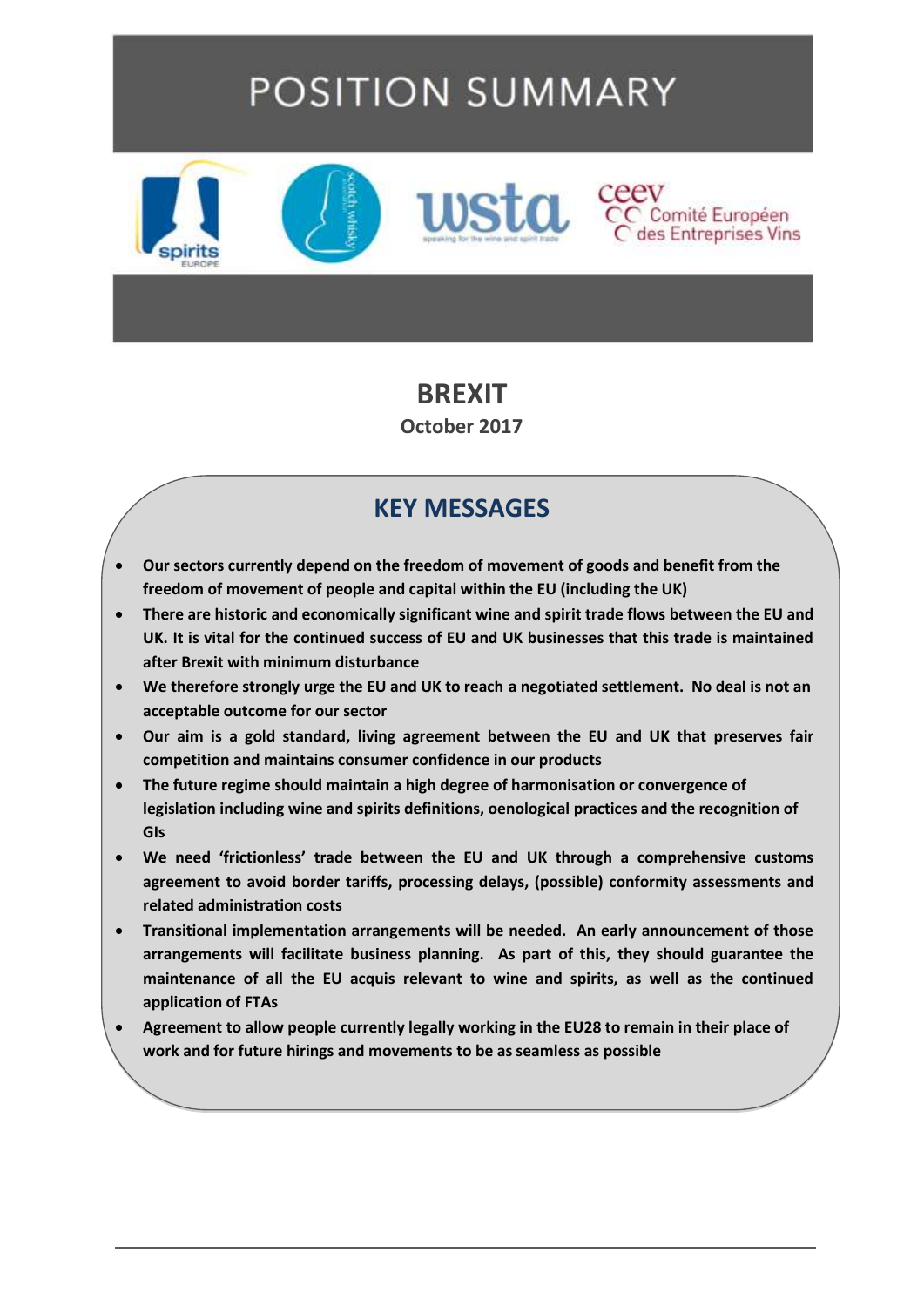# POSITION SUMMARY

## BREXIT

**October 2017**

## KEY MESSAGES

- **Our sectors currently depend on the freedom of movement of goods and benefit from the freedom of movement of people and capital within the EU (including the UK)**
- **There are historic and economically significant wine and spirit trade flows between the EU and UK. It is vital for the continued success of EU and UK businesses that this trade is maintained after Brexit with minimum disturbance**
- **We therefore strongly urge the EU and UK to reach a negotiated settlement. No deal is not an acceptable outcome for our sector**
- **Our aim is a gold standard, living agreement between the EU and UK that preserves fair competition and maintains consumer confidence in our products**
- **The future regime should maintain a high degree of harmonisation or convergence of legislation including wine and spirits definitions, oenological practices and the recognition of GIs**
- **We need 'frictionless' trade between the EU and UK through a comprehensive customs agreement to avoid border tariffs, processing delays, (possible) conformity assessments and related administration costs**
- **Transitional implementation arrangements will be needed. An early announcement of those arrangements will facilitate business planning. As part of this, they should guarantee the maintenance of all the EU acquis relevant to wine and spirits, as well as the continued application of FTAs**
- **Agreement to allow people currently legally working in the EU28 to remain in their place of work and for future hirings and movements to be as seamless as possible**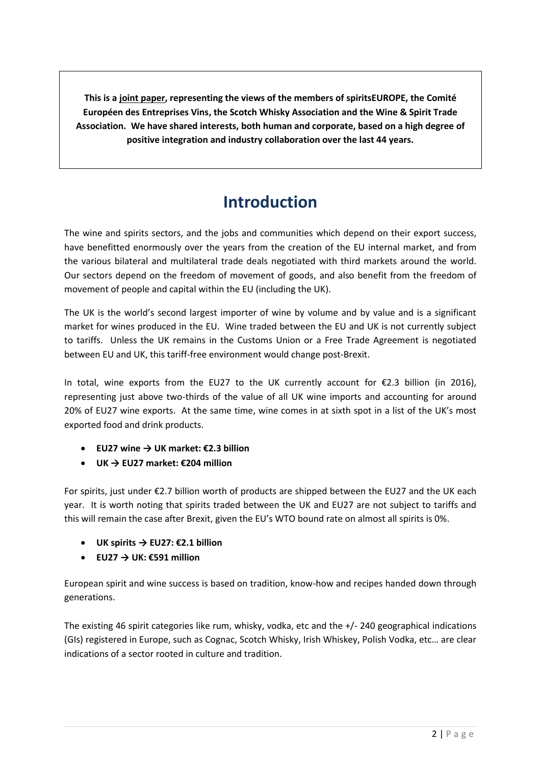**This is a joint paper, representing the views of the members of spiritsEUROPE, the Comité Européen des Entreprises Vins, the Scotch Whisky Association and the Wine & Spirit Trade Association. We have shared interests, both human and corporate, based on a high degree of positive integration and industry collaboration over the last 44 years.**

# Introduction

The wine and spirits sectors, and the jobs and communities which depend on their export success, have benefitted enormously over the years from the creation of the EU internal market, and from the various bilateral and multilateral trade deals negotiated with third markets around the world. Our sectors depend on the freedom of movement of goods, and also benefit from the freedom of movement of people and capital within the EU (including the UK).

The UK is the world's second largest importer of wine by volume and by value and is a significant market for wines produced in the EU. Wine traded between the EU and UK is not currently subject to tariffs. Unless the UK remains in the Customs Union or a Free Trade Agreement is negotiated between EU and UK, this tariff-free environment would change post-Brexit.

In total, wine exports from the EU27 to the UK currently account for €2.3 billion (in 2016), representing just above two-thirds of the value of all UK wine imports and accounting for around 20% of EU27 wine exports. At the same time, wine comes in at sixth spot in a list of the UK's most exported food and drink products.

- **EU27 wine → UK market: €2.3 billion**
- **UK → EU27 market: €204 million**

For spirits, just under €2.7 billion worth of products are shipped between the EU27 and the UK each year. It is worth noting that spirits traded between the UK and EU27 are not subject to tariffs and this will remain the case after Brexit, given the EU's WTO bound rate on almost all spirits is 0%.

- **UK spirits → EU27: €2.1 billion**
- **EU27 → UK: €591 million**

European spirit and wine success is based on tradition, know-how and recipes handed down through generations.

The existing 46 spirit categories like rum, whisky, vodka, etc and the +/- 240 geographical indications (GIs) registered in Europe, such as Cognac, Scotch Whisky, Irish Whiskey, Polish Vodka, etc… are clear indications of a sector rooted in culture and tradition.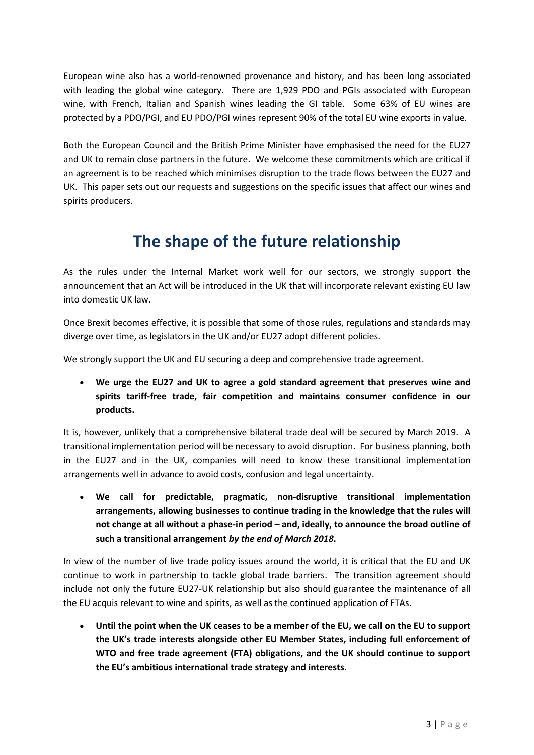European wine also has a world-renowned provenance and history, and has been long associated with leading the global wine category. There are 1,929 PDO and PGIs associated with European wine, with French, Italian and Spanish wines leading the GI table. Some 63% of EU wines are protected by a PDO/PGI, and EU PDO/PGI wines represent 90% of the total EU wine exports in value.

Both the European Council and the British Prime Minister have emphasised the need for the EU27 and UK to remain close partners in the future. We welcome these commitments which are critical if an agreement is to be reached which minimises disruption to the trade flows between the EU27 and UK. This paper sets out our requests and suggestions on the specific issues that affect our wines and spirits producers.

# The shape of the future relationship

As the rules under the Internal Market work well for our sectors, we strongly support the announcement that an Act will be introduced in the UK that will incorporate relevant existing EU law into domestic UK law.

Once Brexit becomes effective, it is possible that some of those rules, regulations and standards may diverge over time, as legislators in the UK and/or EU27 adopt different policies.

We strongly support the UK and EU securing a deep and comprehensive trade agreement.

- **We urge the EU27 and UK to agree a gold standard agreement that preserves wine and spirits tariff-free trade, fair competition and maintains consumer confidence in our products.**

It is, however, unlikely that a comprehensive bilateral trade deal will be secured by March 2019. A transitional implementation period will be necessary to avoid disruption. For business planning, both in the EU27 and in the UK, companies will need to know these transitional implementation arrangements well in advance to avoid costs, confusion and legal uncertainty.

- **We call for predictable, pragmatic, non-disruptive transitional implementation arrangements, allowing businesses to continue trading in the knowledge that the rules will not change at all without a phase-in period – and, ideally, to announce the broad outline of such a transitional arrangement *by the end of March 2018*.**

In view of the number of live trade policy issues around the world, it is critical that the EU and UK continue to work in partnership to tackle global trade barriers. The transition agreement should include not only the future EU27-UK relationship but also should guarantee the maintenance of all the EU acquis relevant to wine and spirits, as well as the continued application of FTAs.

- **Until the point when the UK ceases to be a member of the EU, we call on the EU to support the UK's trade interests alongside other EU Member States, including full enforcement of WTO and free trade agreement (FTA) obligations, and the UK should continue to support the EU's ambitious international trade strategy and interests.**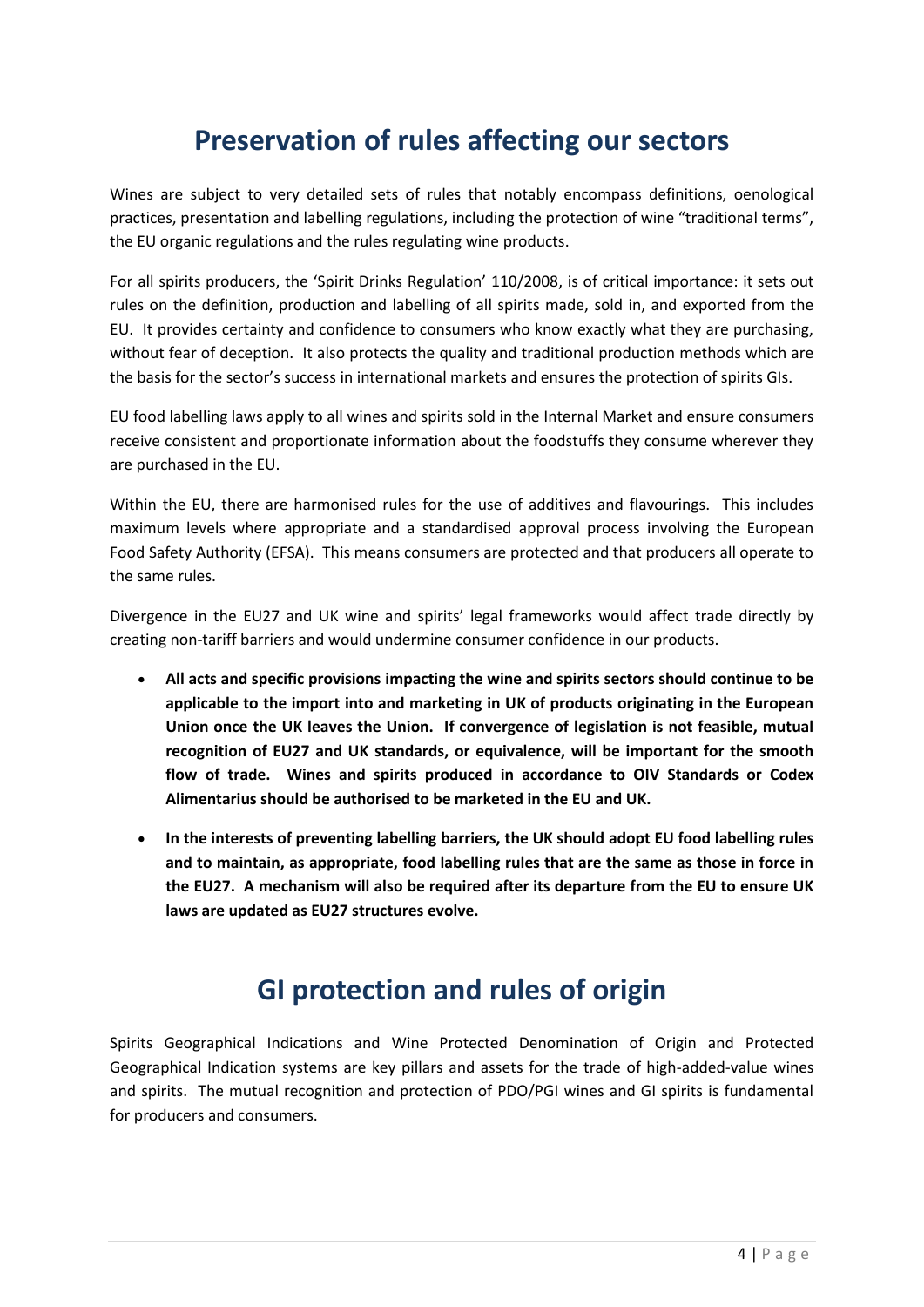# Preservation of rules affecting our sectors

Wines are subject to very detailed sets of rules that notably encompass definitions, oenological practices, presentation and labelling regulations, including the protection of wine "traditional terms", the EU organic regulations and the rules regulating wine products.

For all spirits producers, the 'Spirit Drinks Regulation' 110/2008, is of critical importance: it sets out rules on the definition, production and labelling of all spirits made, sold in, and exported from the EU. It provides certainty and confidence to consumers who know exactly what they are purchasing, without fear of deception. It also protects the quality and traditional production methods which are the basis for the sector's success in international markets and ensures the protection of spirits GIs.

EU food labelling laws apply to all wines and spirits sold in the Internal Market and ensure consumers receive consistent and proportionate information about the foodstuffs they consume wherever they are purchased in the EU.

Within the EU, there are harmonised rules for the use of additives and flavourings. This includes maximum levels where appropriate and a standardised approval process involving the European Food Safety Authority (EFSA). This means consumers are protected and that producers all operate to the same rules.

Divergence in the EU27 and UK wine and spirits' legal frameworks would affect trade directly by creating non-tariff barriers and would undermine consumer confidence in our products.

- **All acts and specific provisions impacting the wine and spirits sectors should continue to be applicable to the import into and marketing in UK of products originating in the European Union once the UK leaves the Union. If convergence of legislation is not feasible, mutual recognition of EU27 and UK standards, or equivalence, will be important for the smooth flow of trade. Wines and spirits produced in accordance to OIV Standards or Codex Alimentarius should be authorised to be marketed in the EU and UK.**

- **In the interests of preventing labelling barriers, the UK should adopt EU food labelling rules and to maintain, as appropriate, food labelling rules that are the same as those in force in the EU27. A mechanism will also be required after its departure from the EU to ensure UK laws are updated as EU27 structures evolve.**

# GI protection and rules of origin

Spirits Geographical Indications and Wine Protected Denomination of Origin and Protected Geographical Indication systems are key pillars and assets for the trade of high-added-value wines and spirits. The mutual recognition and protection of PDO/PGI wines and GI spirits is fundamental for producers and consumers.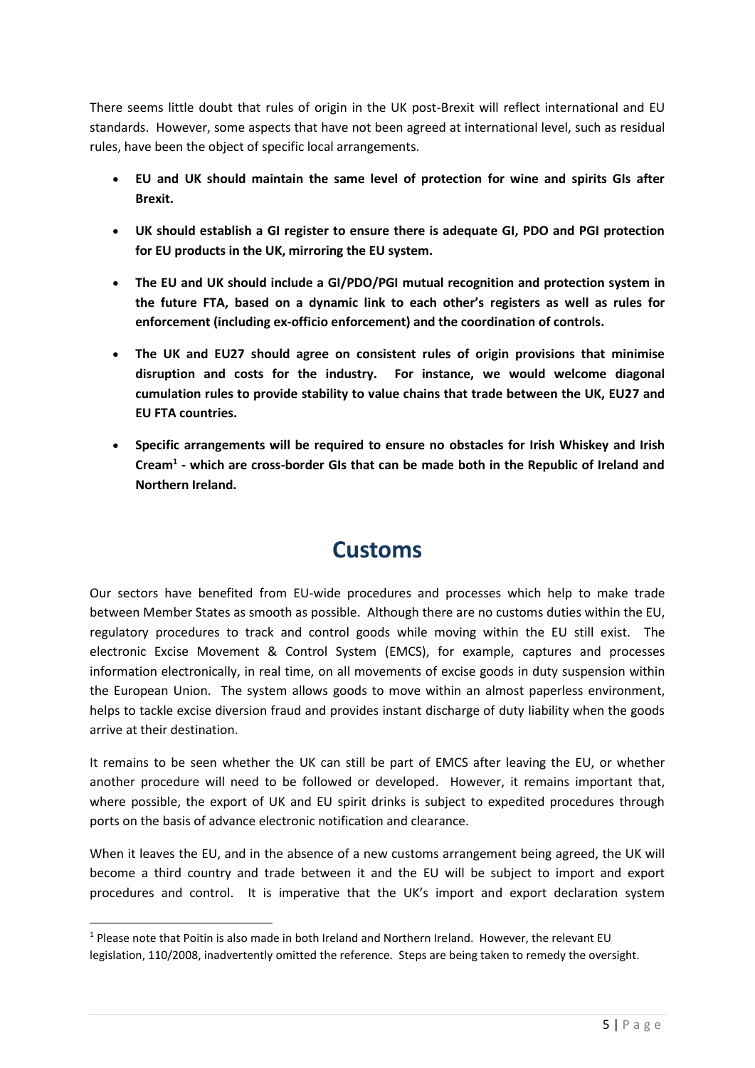There seems little doubt that rules of origin in the UK post-Brexit will reflect international and EU standards. However, some aspects that have not been agreed at international level, such as residual rules, have been the object of specific local arrangements.

- **EU and UK should maintain the same level of protection for wine and spirits GIs after Brexit.**
- **UK should establish a GI register to ensure there is adequate GI, PDO and PGI protection for EU products in the UK, mirroring the EU system.**
- **The EU and UK should include a GI/PDO/PGI mutual recognition and protection system in the future FTA, based on a dynamic link to each other's registers as well as rules for enforcement (including ex-officio enforcement) and the coordination of controls.**
- **The UK and EU27 should agree on consistent rules of origin provisions that minimise disruption and costs for the industry. For instance, we would welcome diagonal cumulation rules to provide stability to value chains that trade between the UK, EU27 and EU FTA countries.**
- **Specific arrangements will be required to ensure no obstacles for Irish Whiskey and Irish Cream[1] - which are cross-border GIs that can be made both in the Republic of Ireland and Northern Ireland.**

# Customs

Our sectors have benefited from EU-wide procedures and processes which help to make trade between Member States as smooth as possible. Although there are no customs duties within the EU, regulatory procedures to track and control goods while moving within the EU still exist. The electronic Excise Movement & Control System (EMCS), for example, captures and processes information electronically, in real time, on all movements of excise goods in duty suspension within the European Union. The system allows goods to move within an almost paperless environment, helps to tackle excise diversion fraud and provides instant discharge of duty liability when the goods arrive at their destination.

It remains to be seen whether the UK can still be part of EMCS after leaving the EU, or whether another procedure will need to be followed or developed. However, it remains important that, where possible, the export of UK and EU spirit drinks is subject to expedited procedures through ports on the basis of advance electronic notification and clearance.

When it leaves the EU, and in the absence of a new customs arrangement being agreed, the UK will become a third country and trade between it and the EU will be subject to import and export procedures and control. It is imperative that the UK's import and export declaration system

[1] Please note that Poitin is also made in both Ireland and Northern Ireland. However, the relevant EU legislation, 110/2008, inadvertently omitted the reference. Steps are being taken to remedy the oversight.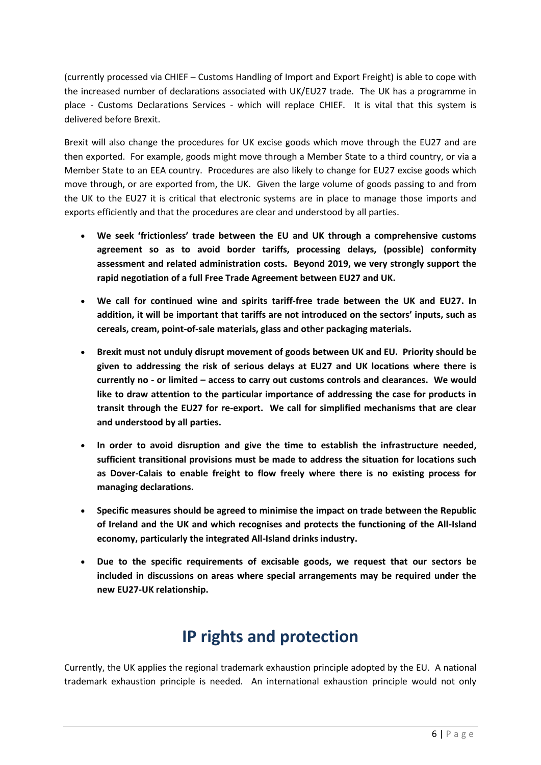(currently processed via CHIEF – Customs Handling of Import and Export Freight) is able to cope with the increased number of declarations associated with UK/EU27 trade. The UK has a programme in place - Customs Declarations Services - which will replace CHIEF. It is vital that this system is delivered before Brexit.

Brexit will also change the procedures for UK excise goods which move through the EU27 and are then exported. For example, goods might move through a Member State to a third country, or via a Member State to an EEA country. Procedures are also likely to change for EU27 excise goods which move through, or are exported from, the UK. Given the large volume of goods passing to and from the UK to the EU27 it is critical that electronic systems are in place to manage those imports and exports efficiently and that the procedures are clear and understood by all parties.

- **We seek 'frictionless' trade between the EU and UK through a comprehensive customs agreement so as to avoid border tariffs, processing delays, (possible) conformity assessment and related administration costs. Beyond 2019, we very strongly support the rapid negotiation of a full Free Trade Agreement between EU27 and UK.**
- **We call for continued wine and spirits tariff-free trade between the UK and EU27. In addition, it will be important that tariffs are not introduced on the sectors' inputs, such as cereals, cream, point-of-sale materials, glass and other packaging materials.**
- **Brexit must not unduly disrupt movement of goods between UK and EU. Priority should be given to addressing the risk of serious delays at EU27 and UK locations where there is currently no - or limited – access to carry out customs controls and clearances. We would like to draw attention to the particular importance of addressing the case for products in transit through the EU27 for re-export. We call for simplified mechanisms that are clear and understood by all parties.**
- **In order to avoid disruption and give the time to establish the infrastructure needed, sufficient transitional provisions must be made to address the situation for locations such as Dover-Calais to enable freight to flow freely where there is no existing process for managing declarations.**
- **Specific measures should be agreed to minimise the impact on trade between the Republic of Ireland and the UK and which recognises and protects the functioning of the All-Island economy, particularly the integrated All-Island drinks industry.**
- **Due to the specific requirements of excisable goods, we request that our sectors be included in discussions on areas where special arrangements may be required under the new EU27-UK relationship.**

# IP rights and protection

Currently, the UK applies the regional trademark exhaustion principle adopted by the EU. A national trademark exhaustion principle is needed. An international exhaustion principle would not only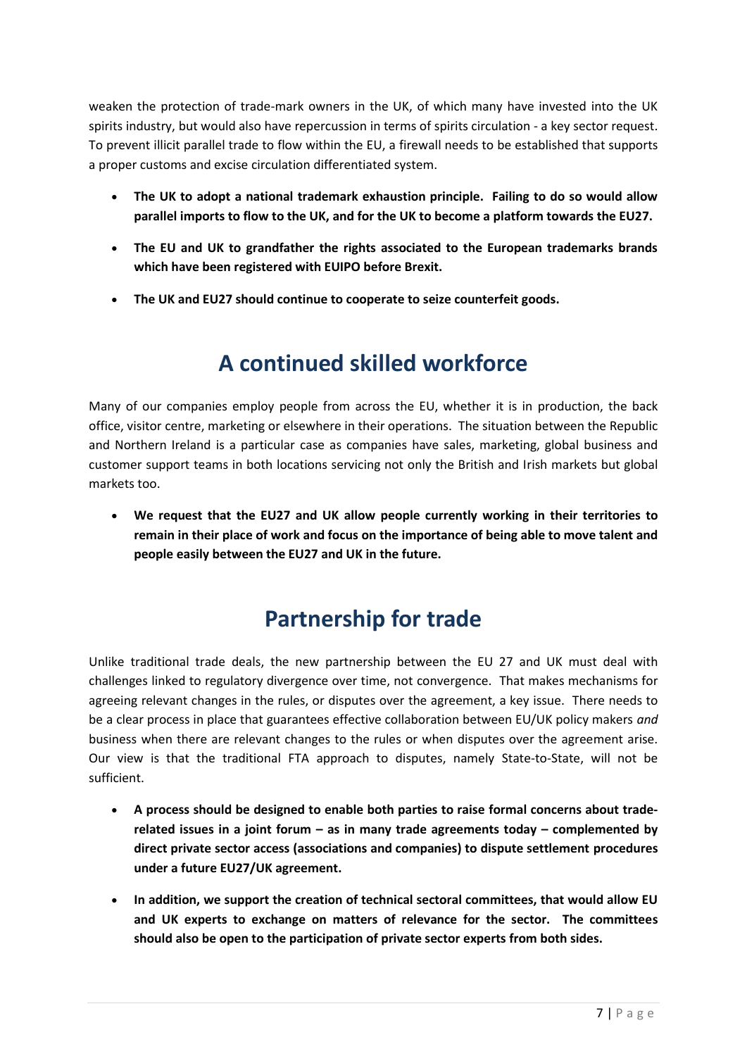weaken the protection of trade-mark owners in the UK, of which many have invested into the UK spirits industry, but would also have repercussion in terms of spirits circulation - a key sector request. To prevent illicit parallel trade to flow within the EU, a firewall needs to be established that supports a proper customs and excise circulation differentiated system.

- **The UK to adopt a national trademark exhaustion principle. Failing to do so would allow parallel imports to flow to the UK, and for the UK to become a platform towards the EU27.**
- **The EU and UK to grandfather the rights associated to the European trademarks brands which have been registered with EUIPO before Brexit.**
- **The UK and EU27 should continue to cooperate to seize counterfeit goods.**

## A continued skilled workforce

Many of our companies employ people from across the EU, whether it is in production, the back office, visitor centre, marketing or elsewhere in their operations. The situation between the Republic and Northern Ireland is a particular case as companies have sales, marketing, global business and customer support teams in both locations servicing not only the British and Irish markets but global markets too.

- **We request that the EU27 and UK allow people currently working in their territories to remain in their place of work and focus on the importance of being able to move talent and people easily between the EU27 and UK in the future.**

## Partnership for trade

Unlike traditional trade deals, the new partnership between the EU 27 and UK must deal with challenges linked to regulatory divergence over time, not convergence. That makes mechanisms for agreeing relevant changes in the rules, or disputes over the agreement, a key issue. There needs to be a clear process in place that guarantees effective collaboration between EU/UK policy makers *and* business when there are relevant changes to the rules or when disputes over the agreement arise. Our view is that the traditional FTA approach to disputes, namely State-to-State, will not be sufficient.

- **A process should be designed to enable both parties to raise formal concerns about trade-related issues in a joint forum – as in many trade agreements today – complemented by direct private sector access (associations and companies) to dispute settlement procedures under a future EU27/UK agreement.**
- **In addition, we support the creation of technical sectoral committees, that would allow EU and UK experts to exchange on matters of relevance for the sector. The committees should also be open to the participation of private sector experts from both sides.**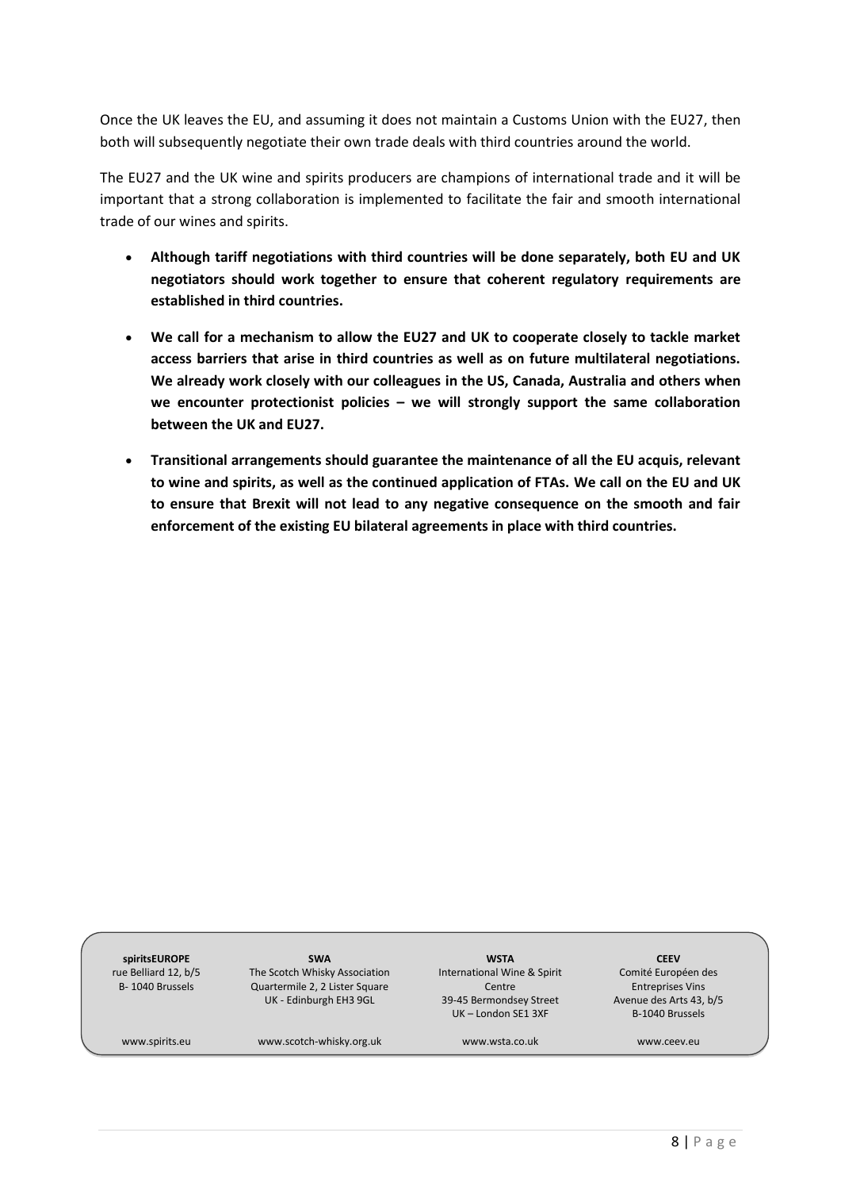Once the UK leaves the EU, and assuming it does not maintain a Customs Union with the EU27, then both will subsequently negotiate their own trade deals with third countries around the world.

The EU27 and the UK wine and spirits producers are champions of international trade and it will be important that a strong collaboration is implemented to facilitate the fair and smooth international trade of our wines and spirits.

- **Although tariff negotiations with third countries will be done separately, both EU and UK negotiators should work together to ensure that coherent regulatory requirements are established in third countries.**
- **We call for a mechanism to allow the EU27 and UK to cooperate closely to tackle market access barriers that arise in third countries as well as on future multilateral negotiations. We already work closely with our colleagues in the US, Canada, Australia and others when we encounter protectionist policies – we will strongly support the same collaboration between the UK and EU27.**
- **Transitional arrangements should guarantee the maintenance of all the EU acquis, relevant to wine and spirits, as well as the continued application of FTAs. We call on the EU and UK to ensure that Brexit will not lead to any negative consequence on the smooth and fair enforcement of the existing EU bilateral agreements in place with third countries.**

| spiritsEUROPE | SWA | WSTA | CEEV |
|---|---|---|---|
| rue Belliard 12, b/5<br>B- 1040 Brussels | The Scotch Whisky Association<br>Quartermile 2, 2 Lister Square<br>UK - Edinburgh EH3 9GL | International Wine & Spirit Centre<br>39-45 Bermondsey Street<br>UK – London SE1 3XF | Comité Européen des Entreprises Vins<br>Avenue des Arts 43, b/5<br>B-1040 Brussels |
| www.spirits.eu | www.scotch-whisky.org.uk | www.wsta.co.uk | www.ceev.eu |